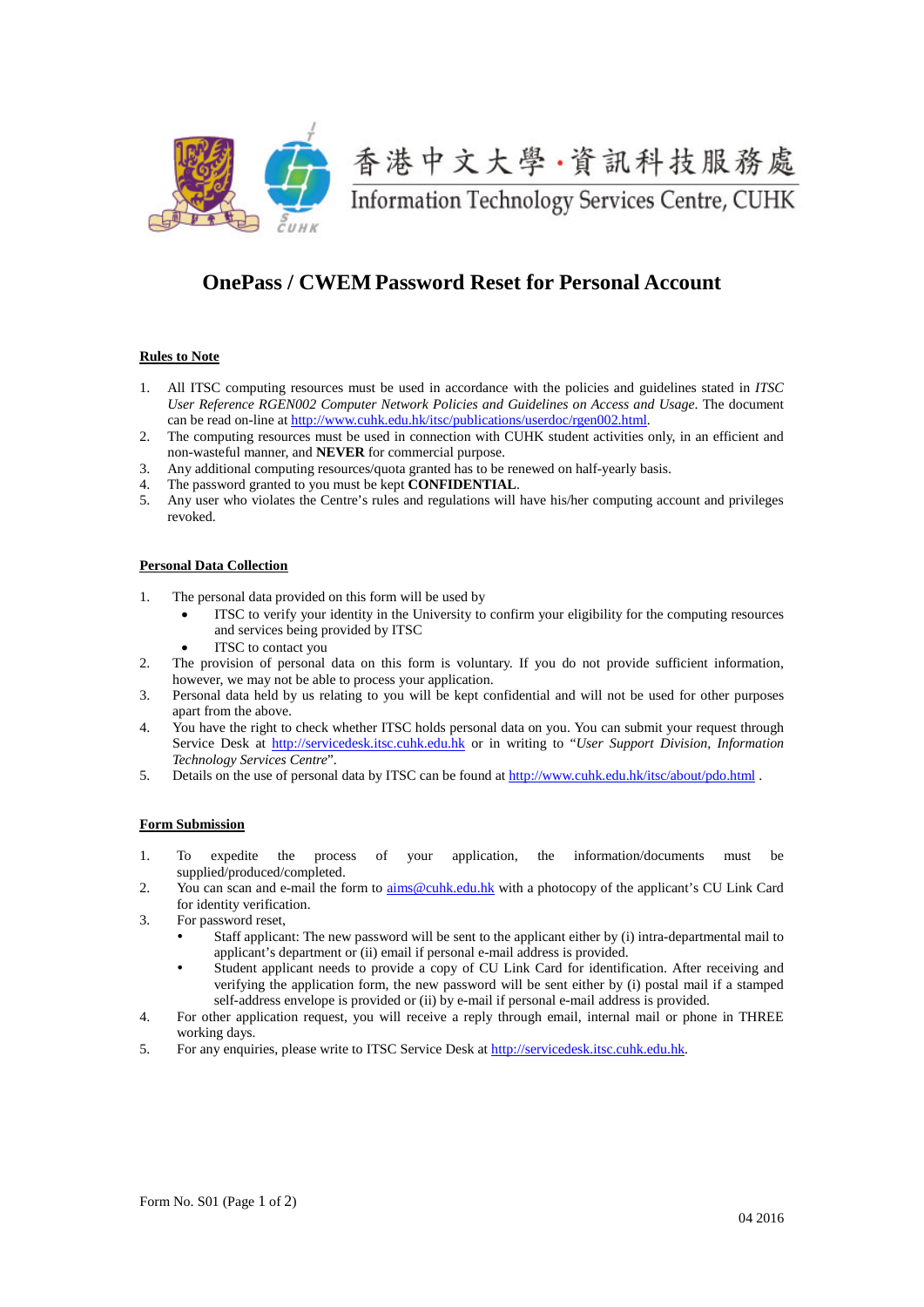香港中文大學‧資訊科技服務處
Information Technology Services Centre, CUHK

# OnePass / CWEM Password Reset for Personal Account

## Rules to Note

1. All ITSC computing resources must be used in accordance with the policies and guidelines stated in *ITSC User Reference RGEN002 Computer Network Policies and Guidelines on Access and Usage*. The document can be read on-line at http://www.cuhk.edu.hk/itsc/publications/userdoc/rgen002.html.
2. The computing resources must be used in connection with CUHK student activities only, in an efficient and non-wasteful manner, and **NEVER** for commercial purpose.
3. Any additional computing resources/quota granted has to be renewed on half-yearly basis.
4. The password granted to you must be kept **CONFIDENTIAL**.
5. Any user who violates the Centre's rules and regulations will have his/her computing account and privileges revoked.

## Personal Data Collection

1. The personal data provided on this form will be used by
   - ITSC to verify your identity in the University to confirm your eligibility for the computing resources and services being provided by ITSC
   - ITSC to contact you
2. The provision of personal data on this form is voluntary. If you do not provide sufficient information, however, we may not be able to process your application.
3. Personal data held by us relating to you will be kept confidential and will not be used for other purposes apart from the above.
4. You have the right to check whether ITSC holds personal data on you. You can submit your request through Service Desk at http://servicedesk.itsc.cuhk.edu.hk or in writing to "*User Support Division, Information Technology Services Centre*".
5. Details on the use of personal data by ITSC can be found at http://www.cuhk.edu.hk/itsc/about/pdo.html .

## Form Submission

1. To expedite the process of your application, the information/documents must be supplied/produced/completed.
2. You can scan and e-mail the form to aims@cuhk.edu.hk with a photocopy of the applicant's CU Link Card for identity verification.
3. For password reset,
   - Staff applicant: The new password will be sent to the applicant either by (i) intra-departmental mail to applicant's department or (ii) email if personal e-mail address is provided.
   - Student applicant needs to provide a copy of CU Link Card for identification. After receiving and verifying the application form, the new password will be sent either by (i) postal mail if a stamped self-address envelope is provided or (ii) by e-mail if personal e-mail address is provided.
4. For other application request, you will receive a reply through email, internal mail or phone in THREE working days.
5. For any enquiries, please write to ITSC Service Desk at http://servicedesk.itsc.cuhk.edu.hk.

Form No. S01 (Page 1 of 2)

04 2016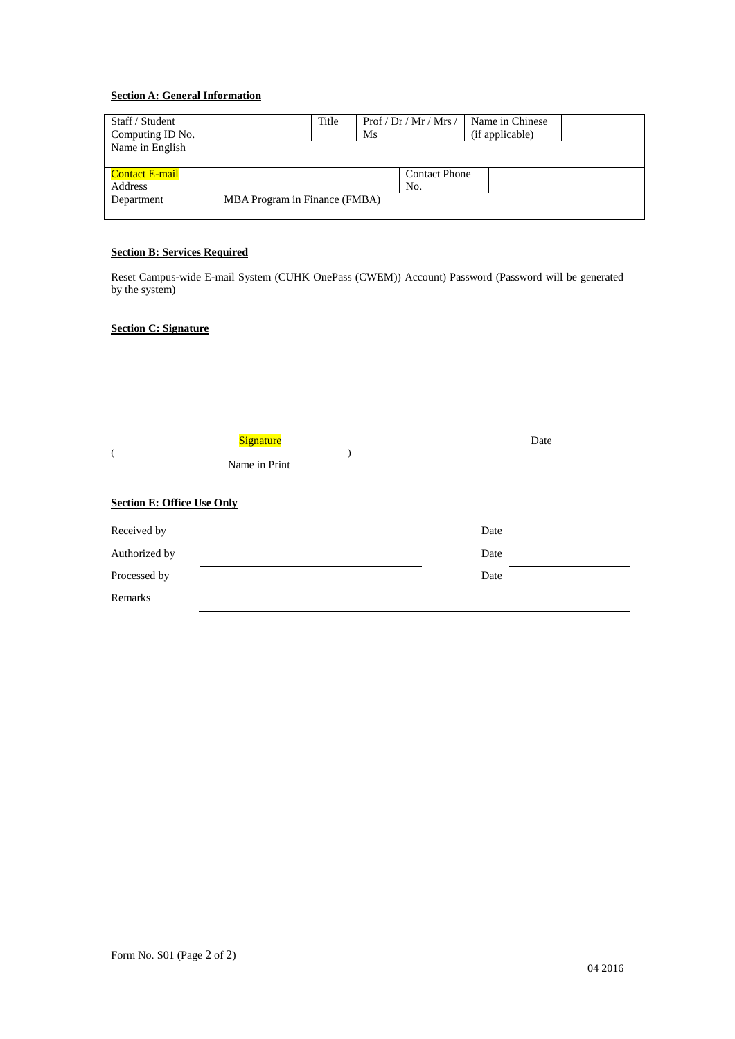**Section A: General Information**

| | | | | | |
|---|---|---|---|---|---|
| Staff / Student Computing ID No. | | Title | Prof / Dr / Mr / Mrs / Ms | Name in Chinese (if applicable) | |
| Name in English | | | | | |
| Contact E-mail Address | | | | Contact Phone No. | |
| Department | MBA Program in Finance (FMBA) | | | | |

**Section B: Services Required**

Reset Campus-wide E-mail System (CUHK OnePass (CWEM)) Account) Password (Password will be generated by the system)

**Section C: Signature**

Signature　　　　　　　　　　　　　　　　Date

(　　　　　　　　　　　　　　)
Name in Print

**Section E: Office Use Only**

Received by ____________________ Date ____________

Authorized by ____________________ Date ____________

Processed by ____________________ Date ____________

Remarks ____________________________________________

Form No. S01 (Page 2 of 2)

04 2016